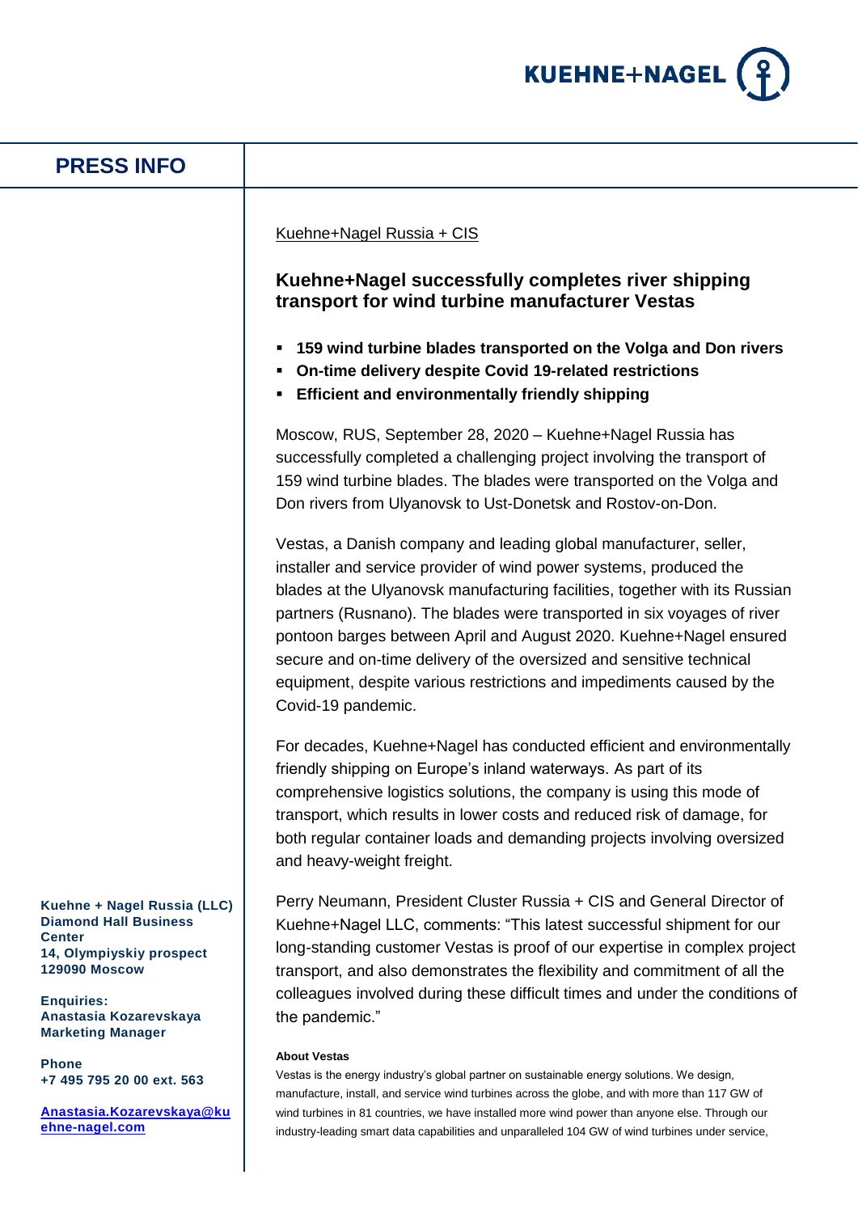KUEHNE+NAGEL

# PRESS INFO

Kuehne+Nagel Russia + CIS

## Kuehne+Nagel successfully completes river shipping transport for wind turbine manufacturer Vestas

- **159 wind turbine blades transported on the Volga and Don rivers**
- **On-time delivery despite Covid 19-related restrictions**
- **Efficient and environmentally friendly shipping**

Moscow, RUS, September 28, 2020 – Kuehne+Nagel Russia has successfully completed a challenging project involving the transport of 159 wind turbine blades. The blades were transported on the Volga and Don rivers from Ulyanovsk to Ust-Donetsk and Rostov-on-Don.

Vestas, a Danish company and leading global manufacturer, seller, installer and service provider of wind power systems, produced the blades at the Ulyanovsk manufacturing facilities, together with its Russian partners (Rusnano). The blades were transported in six voyages of river pontoon barges between April and August 2020. Kuehne+Nagel ensured secure and on-time delivery of the oversized and sensitive technical equipment, despite various restrictions and impediments caused by the Covid-19 pandemic.

For decades, Kuehne+Nagel has conducted efficient and environmentally friendly shipping on Europe's inland waterways. As part of its comprehensive logistics solutions, the company is using this mode of transport, which results in lower costs and reduced risk of damage, for both regular container loads and demanding projects involving oversized and heavy-weight freight.

Perry Neumann, President Cluster Russia + CIS and General Director of Kuehne+Nagel LLC, comments: "This latest successful shipment for our long-standing customer Vestas is proof of our expertise in complex project transport, and also demonstrates the flexibility and commitment of all the colleagues involved during these difficult times and under the conditions of the pandemic."

**About Vestas**

Vestas is the energy industry's global partner on sustainable energy solutions. We design, manufacture, install, and service wind turbines across the globe, and with more than 117 GW of wind turbines in 81 countries, we have installed more wind power than anyone else. Through our industry-leading smart data capabilities and unparalleled 104 GW of wind turbines under service,

**Kuehne + Nagel Russia (LLC)**
**Diamond Hall Business Center**
**14, Olympiyskiy prospect**
**129090 Moscow**

**Enquiries:**
**Anastasia Kozarevskaya**
**Marketing Manager**

**Phone**
**+7 495 795 20 00 ext. 563**

**Anastasia.Kozarevskaya@kuehne-nagel.com**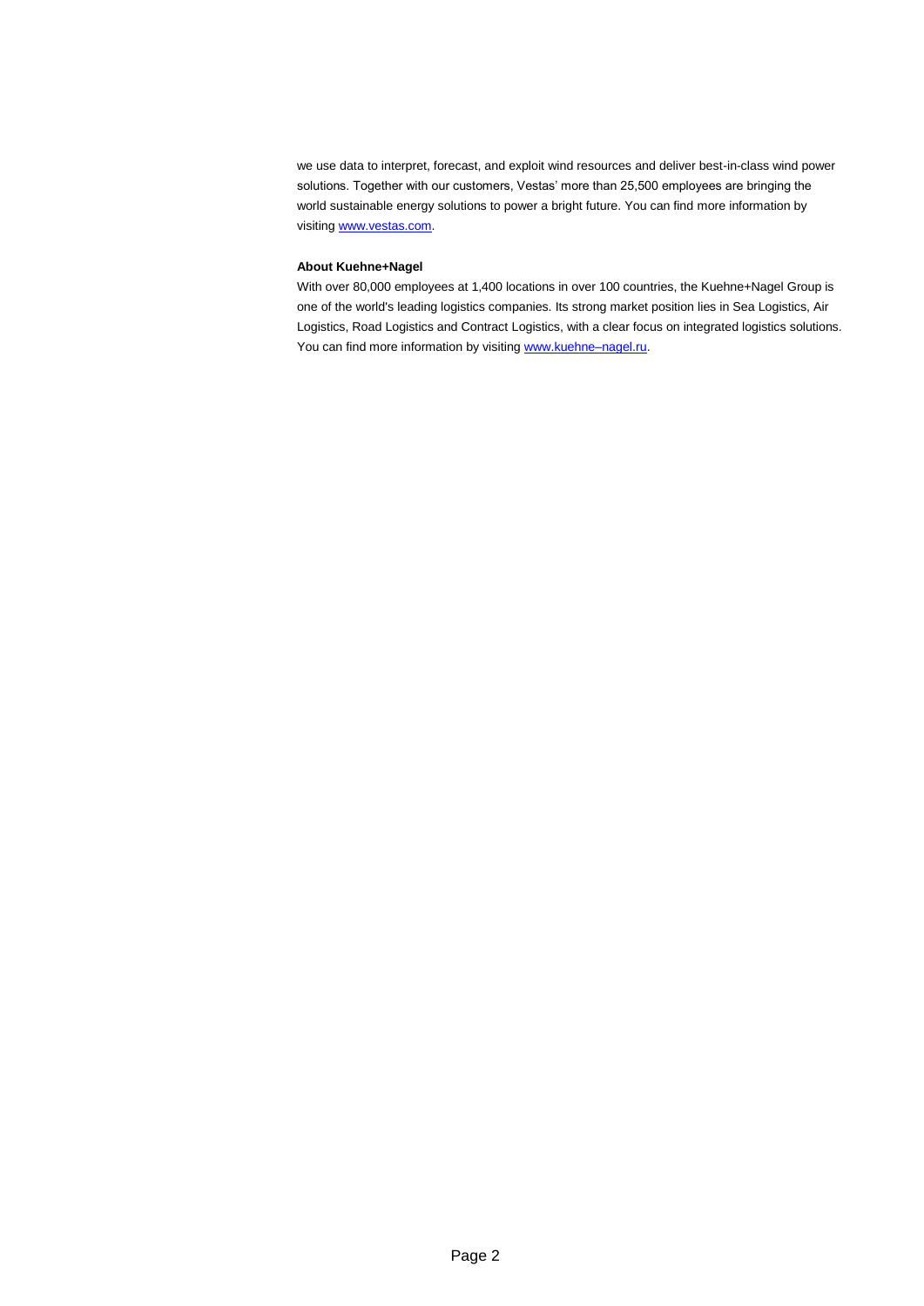we use data to interpret, forecast, and exploit wind resources and deliver best-in-class wind power solutions. Together with our customers, Vestas' more than 25,500 employees are bringing the world sustainable energy solutions to power a bright future. You can find more information by visiting www.vestas.com.

**About Kuehne+Nagel**

With over 80,000 employees at 1,400 locations in over 100 countries, the Kuehne+Nagel Group is one of the world's leading logistics companies. Its strong market position lies in Sea Logistics, Air Logistics, Road Logistics and Contract Logistics, with a clear focus on integrated logistics solutions. You can find more information by visiting www.kuehne–nagel.ru.